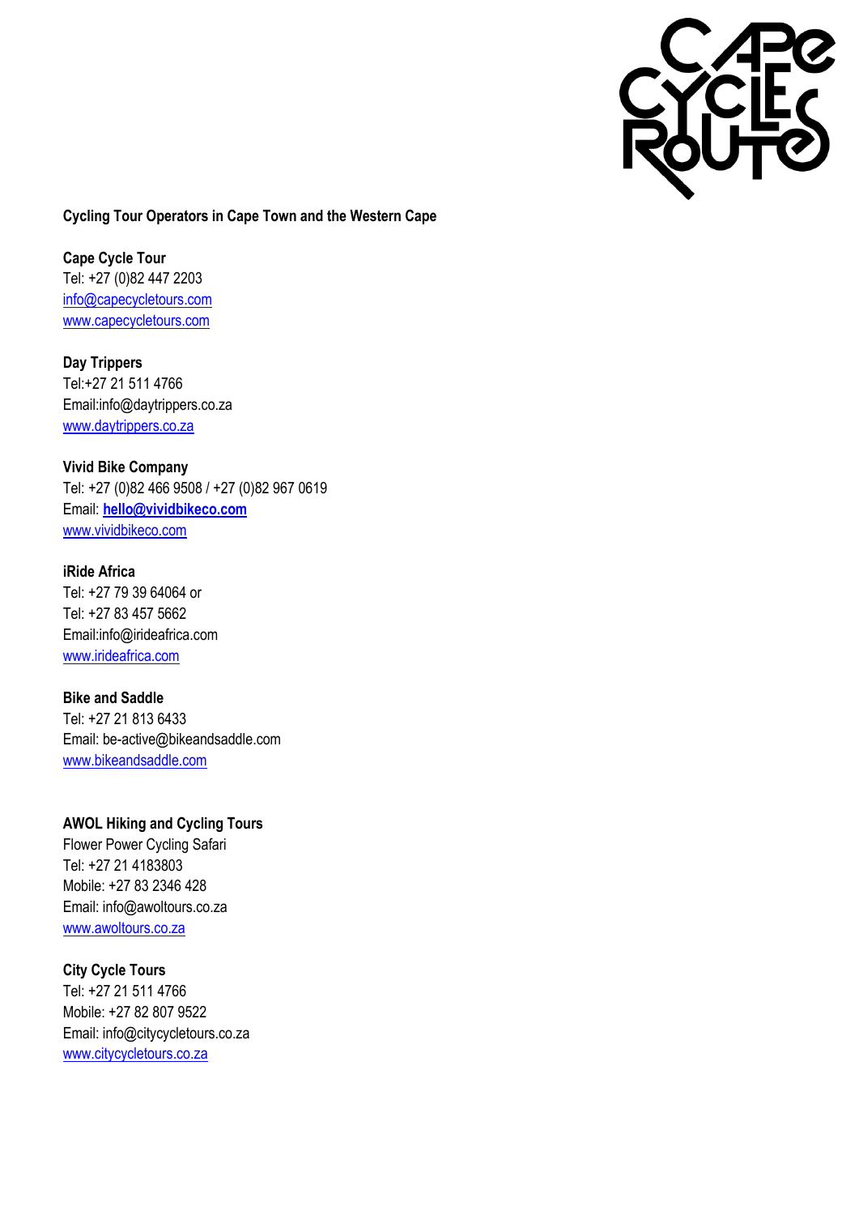**Cycling Tour Operators in Cape Town and the Western Cape**

**Cape Cycle Tour**
Tel: +27 (0)82 447 2203
info@capecycletours.com
www.capecycletours.com

**Day Trippers**
Tel:+27 21 511 4766
Email:info@daytrippers.co.za
www.daytrippers.co.za

**Vivid Bike Company**
Tel: +27 (0)82 466 9508 / +27 (0)82 967 0619
Email: **hello@vividbikeco.com**
www.vividbikeco.com

**iRide Africa**
Tel: +27 79 39 64064 or
Tel: +27 83 457 5662
Email:info@irideafrica.com
www.irideafrica.com

**Bike and Saddle**
Tel: +27 21 813 6433
Email: be-active@bikeandsaddle.com
www.bikeandsaddle.com

**AWOL Hiking and Cycling Tours**
Flower Power Cycling Safari
Tel: +27 21 4183803
Mobile: +27 83 2346 428
Email: info@awoltours.co.za
www.awoltours.co.za

**City Cycle Tours**
Tel: +27 21 511 4766
Mobile: +27 82 807 9522
Email: info@citycycletours.co.za
www.citycycletours.co.za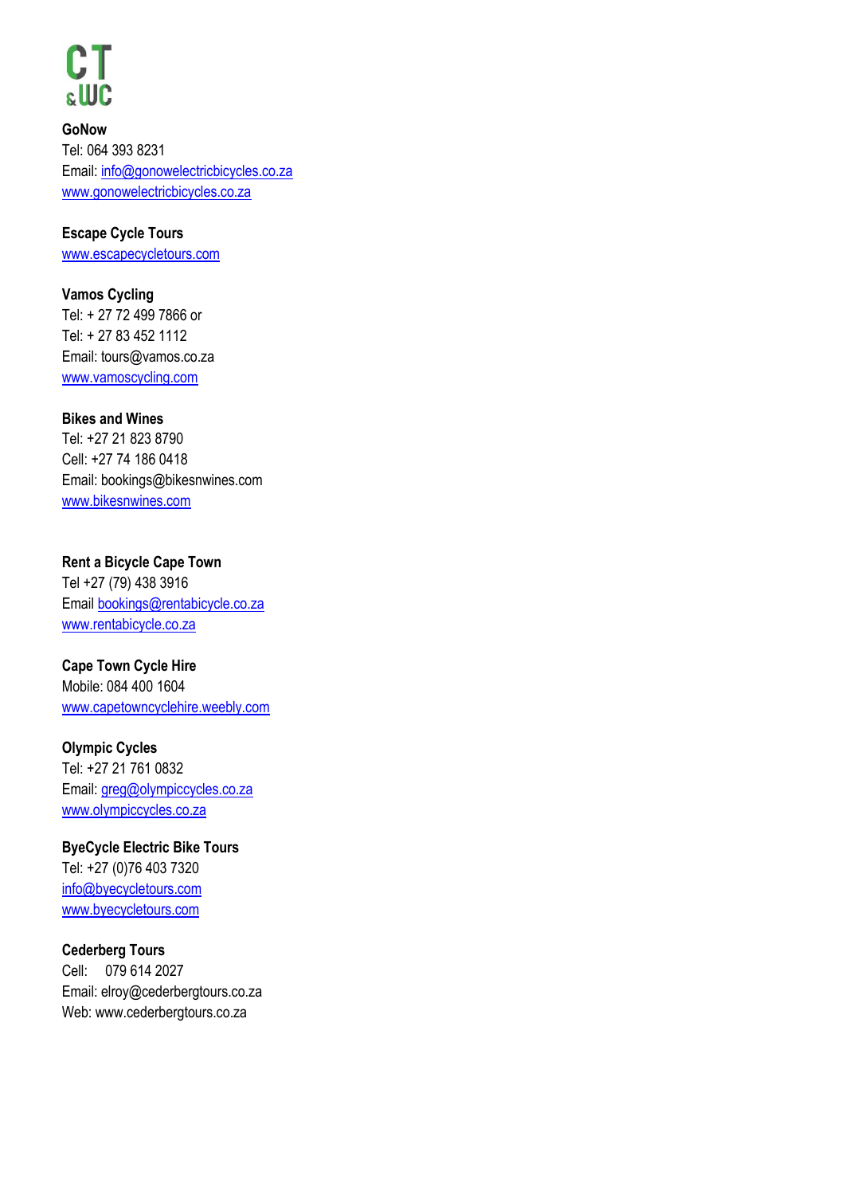**GoNow**
Tel: 064 393 8231
Email: info@gonowelectricbicycles.co.za
www.gonowelectricbicycles.co.za

**Escape Cycle Tours**
www.escapecycletours.com

**Vamos Cycling**
Tel: + 27 72 499 7866 or
Tel: + 27 83 452 1112
Email: tours@vamos.co.za
www.vamoscycling.com

**Bikes and Wines**
Tel: +27 21 823 8790
Cell: +27 74 186 0418
Email: bookings@bikesnwines.com
www.bikesnwines.com

**Rent a Bicycle Cape Town**
Tel +27 (79) 438 3916
Email bookings@rentabicycle.co.za
www.rentabicycle.co.za

**Cape Town Cycle Hire**
Mobile: 084 400 1604
www.capetowncyclehire.weebly.com

**Olympic Cycles**
Tel: +27 21 761 0832
Email: greg@olympiccycles.co.za
www.olympiccycles.co.za

**ByeCycle Electric Bike Tours**
Tel: +27 (0)76 403 7320
info@byecycletours.com
www.byecycletours.com

**Cederberg Tours**
Cell: 079 614 2027
Email: elroy@cederbergtours.co.za
Web: www.cederbergtours.co.za